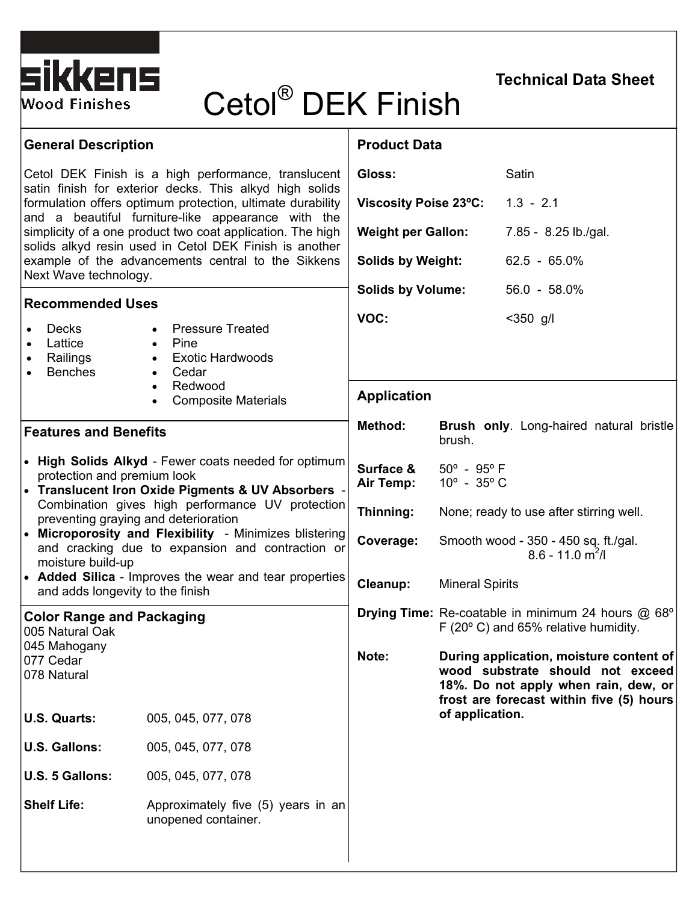sikkens Wood Finishes

# Cetol® DEK Finish

Technical Data Sheet

## General Description

Cetol DEK Finish is a high performance, translucent satin finish for exterior decks. This alkyd high solids formulation offers optimum protection, ultimate durability and a beautiful furniture-like appearance with the simplicity of a one product two coat application. The high solids alkyd resin used in Cetol DEK Finish is another example of the advancements central to the Sikkens Next Wave technology.

## Recommended Uses

- Decks
- Lattice
- Railings
- Benches
- Pressure Treated
- Pine
- Exotic Hardwoods
- Cedar
- Redwood
- Composite Materials

## Features and Benefits

- **High Solids Alkyd** - Fewer coats needed for optimum protection and premium look
- **Translucent Iron Oxide Pigments & UV Absorbers** - Combination gives high performance UV protection preventing graying and deterioration
- **Microporosity and Flexibility** - Minimizes blistering and cracking due to expansion and contraction or moisture build-up
- **Added Silica** - Improves the wear and tear properties and adds longevity to the finish

## Color Range and Packaging

005 Natural Oak
045 Mahogany
077 Cedar
078 Natural

| | |
|---|---|
| **U.S. Quarts:** | 005, 045, 077, 078 |
| **U.S. Gallons:** | 005, 045, 077, 078 |
| **U.S. 5 Gallons:** | 005, 045, 077, 078 |
| **Shelf Life:** | Approximately five (5) years in an unopened container. |

## Product Data

| | |
|---|---|
| **Gloss:** | Satin |
| **Viscosity Poise 23ºC:** | 1.3 - 2.1 |
| **Weight per Gallon:** | 7.85 - 8.25 lb./gal. |
| **Solids by Weight:** | 62.5 - 65.0% |
| **Solids by Volume:** | 56.0 - 58.0% |
| **VOC:** | <350 g/l |

## Application

| | |
|---|---|
| **Method:** | **Brush only**. Long-haired natural bristle brush. |
| **Surface & Air Temp:** | 50º - 95º F<br>10º - 35º C |
| **Thinning:** | None; ready to use after stirring well. |
| **Coverage:** | Smooth wood - 350 - 450 sq. ft./gal.<br>8.6 - 11.0 $m^2$/l |
| **Cleanup:** | Mineral Spirits |
| **Drying Time:** | Re-coatable in minimum 24 hours @ 68º F (20º C) and 65% relative humidity. |
| **Note:** | **During application, moisture content of wood substrate should not exceed 18%. Do not apply when rain, dew, or frost are forecast within five (5) hours of application.** |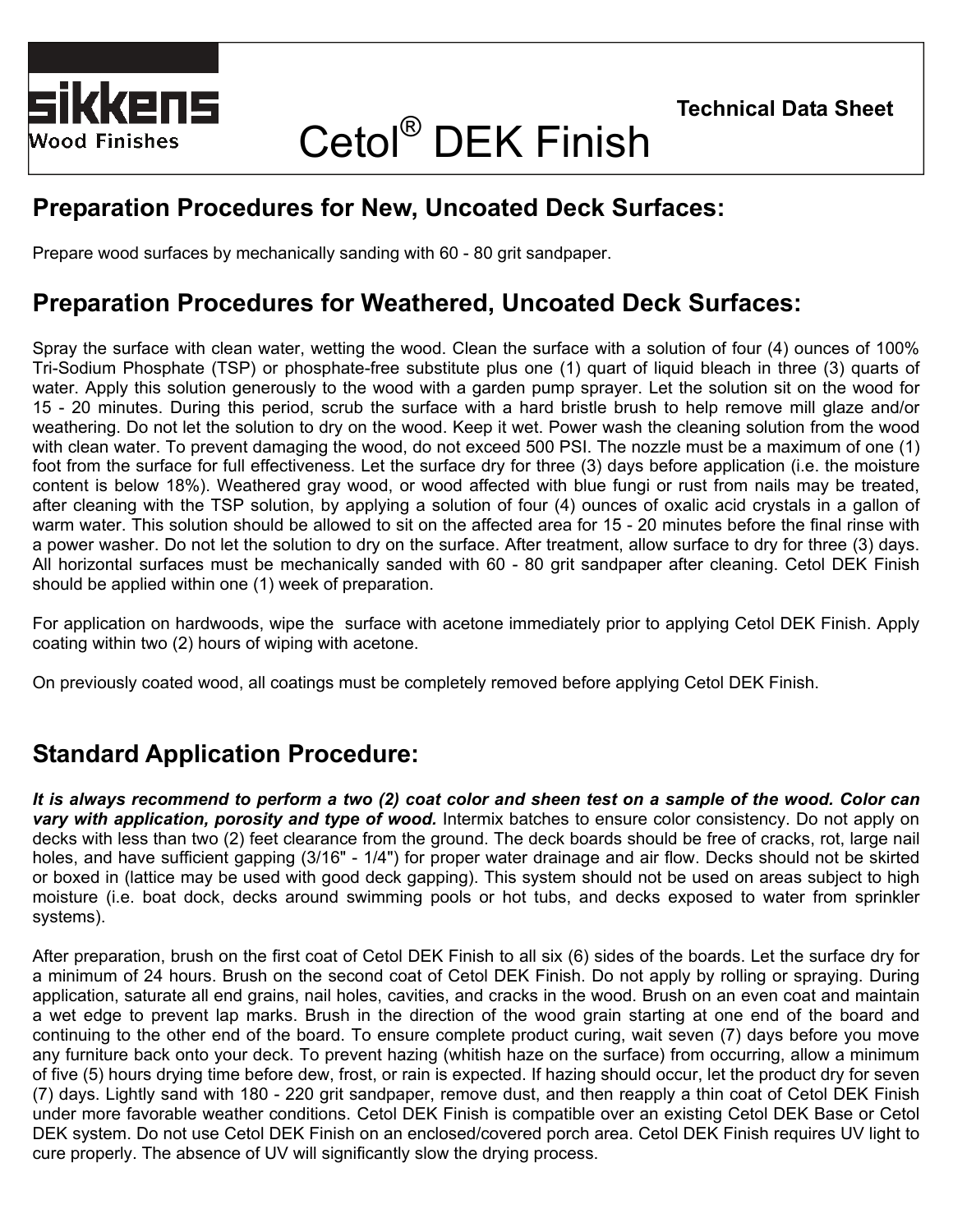Sikkens Wood Finishes

Cetol® DEK Finish

Technical Data Sheet

## Preparation Procedures for New, Uncoated Deck Surfaces:

Prepare wood surfaces by mechanically sanding with 60 - 80 grit sandpaper.

## Preparation Procedures for Weathered, Uncoated Deck Surfaces:

Spray the surface with clean water, wetting the wood. Clean the surface with a solution of four (4) ounces of 100% Tri-Sodium Phosphate (TSP) or phosphate-free substitute plus one (1) quart of liquid bleach in three (3) quarts of water. Apply this solution generously to the wood with a garden pump sprayer. Let the solution sit on the wood for 15 - 20 minutes. During this period, scrub the surface with a hard bristle brush to help remove mill glaze and/or weathering. Do not let the solution to dry on the wood. Keep it wet. Power wash the cleaning solution from the wood with clean water. To prevent damaging the wood, do not exceed 500 PSI. The nozzle must be a maximum of one (1) foot from the surface for full effectiveness. Let the surface dry for three (3) days before application (i.e. the moisture content is below 18%). Weathered gray wood, or wood affected with blue fungi or rust from nails may be treated, after cleaning with the TSP solution, by applying a solution of four (4) ounces of oxalic acid crystals in a gallon of warm water. This solution should be allowed to sit on the affected area for 15 - 20 minutes before the final rinse with a power washer. Do not let the solution to dry on the surface. After treatment, allow surface to dry for three (3) days. All horizontal surfaces must be mechanically sanded with 60 - 80 grit sandpaper after cleaning. Cetol DEK Finish should be applied within one (1) week of preparation.

For application on hardwoods, wipe the surface with acetone immediately prior to applying Cetol DEK Finish. Apply coating within two (2) hours of wiping with acetone.

On previously coated wood, all coatings must be completely removed before applying Cetol DEK Finish.

## Standard Application Procedure:

***It is always recommend to perform a two (2) coat color and sheen test on a sample of the wood. Color can vary with application, porosity and type of wood.*** Intermix batches to ensure color consistency. Do not apply on decks with less than two (2) feet clearance from the ground. The deck boards should be free of cracks, rot, large nail holes, and have sufficient gapping (3/16" - 1/4") for proper water drainage and air flow. Decks should not be skirted or boxed in (lattice may be used with good deck gapping). This system should not be used on areas subject to high moisture (i.e. boat dock, decks around swimming pools or hot tubs, and decks exposed to water from sprinkler systems).

After preparation, brush on the first coat of Cetol DEK Finish to all six (6) sides of the boards. Let the surface dry for a minimum of 24 hours. Brush on the second coat of Cetol DEK Finish. Do not apply by rolling or spraying. During application, saturate all end grains, nail holes, cavities, and cracks in the wood. Brush on an even coat and maintain a wet edge to prevent lap marks. Brush in the direction of the wood grain starting at one end of the board and continuing to the other end of the board. To ensure complete product curing, wait seven (7) days before you move any furniture back onto your deck. To prevent hazing (whitish haze on the surface) from occurring, allow a minimum of five (5) hours drying time before dew, frost, or rain is expected. If hazing should occur, let the product dry for seven (7) days. Lightly sand with 180 - 220 grit sandpaper, remove dust, and then reapply a thin coat of Cetol DEK Finish under more favorable weather conditions. Cetol DEK Finish is compatible over an existing Cetol DEK Base or Cetol DEK system. Do not use Cetol DEK Finish on an enclosed/covered porch area. Cetol DEK Finish requires UV light to cure properly. The absence of UV will significantly slow the drying process.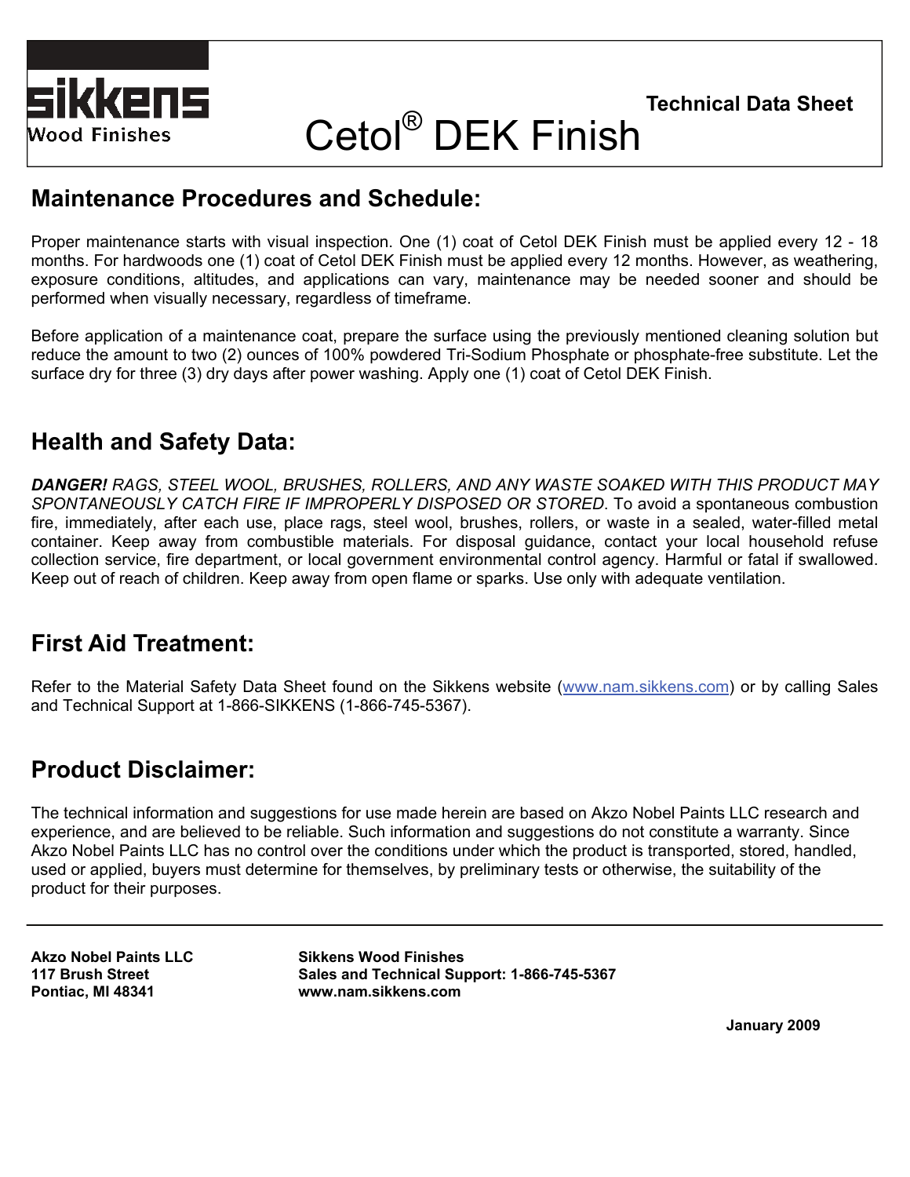# Cetol® DEK Finish

**Technical Data Sheet**

## Maintenance Procedures and Schedule:

Proper maintenance starts with visual inspection. One (1) coat of Cetol DEK Finish must be applied every 12 - 18 months. For hardwoods one (1) coat of Cetol DEK Finish must be applied every 12 months. However, as weathering, exposure conditions, altitudes, and applications can vary, maintenance may be needed sooner and should be performed when visually necessary, regardless of timeframe.

Before application of a maintenance coat, prepare the surface using the previously mentioned cleaning solution but reduce the amount to two (2) ounces of 100% powdered Tri-Sodium Phosphate or phosphate-free substitute. Let the surface dry for three (3) dry days after power washing. Apply one (1) coat of Cetol DEK Finish.

## Health and Safety Data:

***DANGER!*** *RAGS, STEEL WOOL, BRUSHES, ROLLERS, AND ANY WASTE SOAKED WITH THIS PRODUCT MAY SPONTANEOUSLY CATCH FIRE IF IMPROPERLY DISPOSED OR STORED*. To avoid a spontaneous combustion fire, immediately, after each use, place rags, steel wool, brushes, rollers, or waste in a sealed, water-filled metal container. Keep away from combustible materials. For disposal guidance, contact your local household refuse collection service, fire department, or local government environmental control agency. Harmful or fatal if swallowed. Keep out of reach of children. Keep away from open flame or sparks. Use only with adequate ventilation.

## First Aid Treatment:

Refer to the Material Safety Data Sheet found on the Sikkens website (www.nam.sikkens.com) or by calling Sales and Technical Support at 1-866-SIKKENS (1-866-745-5367).

## Product Disclaimer:

The technical information and suggestions for use made herein are based on Akzo Nobel Paints LLC research and experience, and are believed to be reliable. Such information and suggestions do not constitute a warranty. Since Akzo Nobel Paints LLC has no control over the conditions under which the product is transported, stored, handled, used or applied, buyers must determine for themselves, by preliminary tests or otherwise, the suitability of the product for their purposes.

---

**Akzo Nobel Paints LLC**
**117 Brush Street**
**Pontiac, MI 48341**

**Sikkens Wood Finishes**
**Sales and Technical Support: 1-866-745-5367**
**www.nam.sikkens.com**

**January 2009**